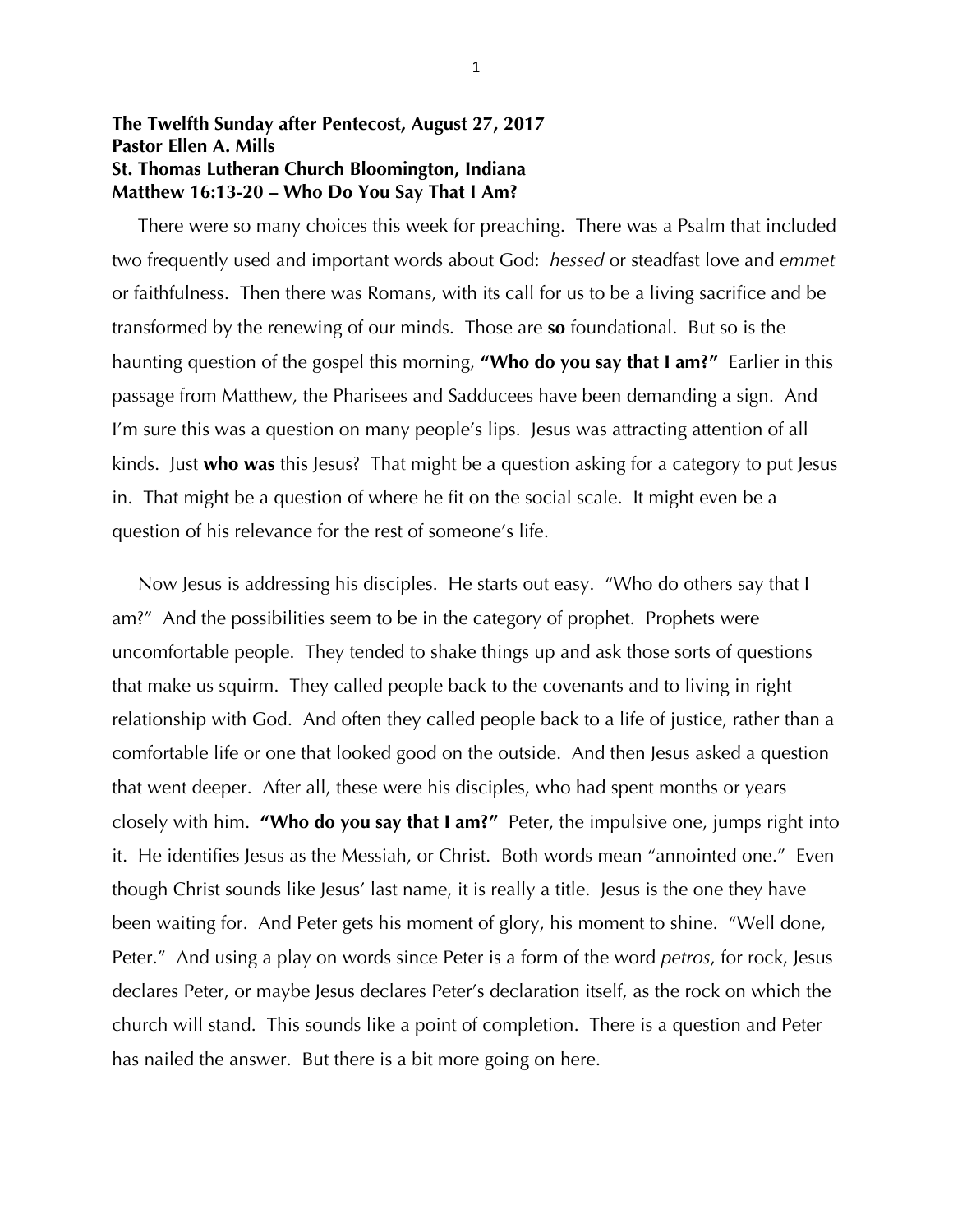**The Twelfth Sunday after Pentecost, August 27, 2017**
**Pastor Ellen A. Mills**
**St. Thomas Lutheran Church Bloomington, Indiana**
**Matthew 16:13-20 – Who Do You Say That I Am?**

There were so many choices this week for preaching. There was a Psalm that included two frequently used and important words about God: *hessed* or steadfast love and *emmet* or faithfulness. Then there was Romans, with its call for us to be a living sacrifice and be transformed by the renewing of our minds. Those are **so** foundational. But so is the haunting question of the gospel this morning, **"Who do you say that I am?"** Earlier in this passage from Matthew, the Pharisees and Sadducees have been demanding a sign. And I'm sure this was a question on many people's lips. Jesus was attracting attention of all kinds. Just **who was** this Jesus? That might be a question asking for a category to put Jesus in. That might be a question of where he fit on the social scale. It might even be a question of his relevance for the rest of someone's life.

Now Jesus is addressing his disciples. He starts out easy. "Who do others say that I am?" And the possibilities seem to be in the category of prophet. Prophets were uncomfortable people. They tended to shake things up and ask those sorts of questions that make us squirm. They called people back to the covenants and to living in right relationship with God. And often they called people back to a life of justice, rather than a comfortable life or one that looked good on the outside. And then Jesus asked a question that went deeper. After all, these were his disciples, who had spent months or years closely with him. **"Who do you say that I am?"** Peter, the impulsive one, jumps right into it. He identifies Jesus as the Messiah, or Christ. Both words mean "annointed one." Even though Christ sounds like Jesus' last name, it is really a title. Jesus is the one they have been waiting for. And Peter gets his moment of glory, his moment to shine. "Well done, Peter." And using a play on words since Peter is a form of the word *petros*, for rock, Jesus declares Peter, or maybe Jesus declares Peter's declaration itself, as the rock on which the church will stand. This sounds like a point of completion. There is a question and Peter has nailed the answer. But there is a bit more going on here.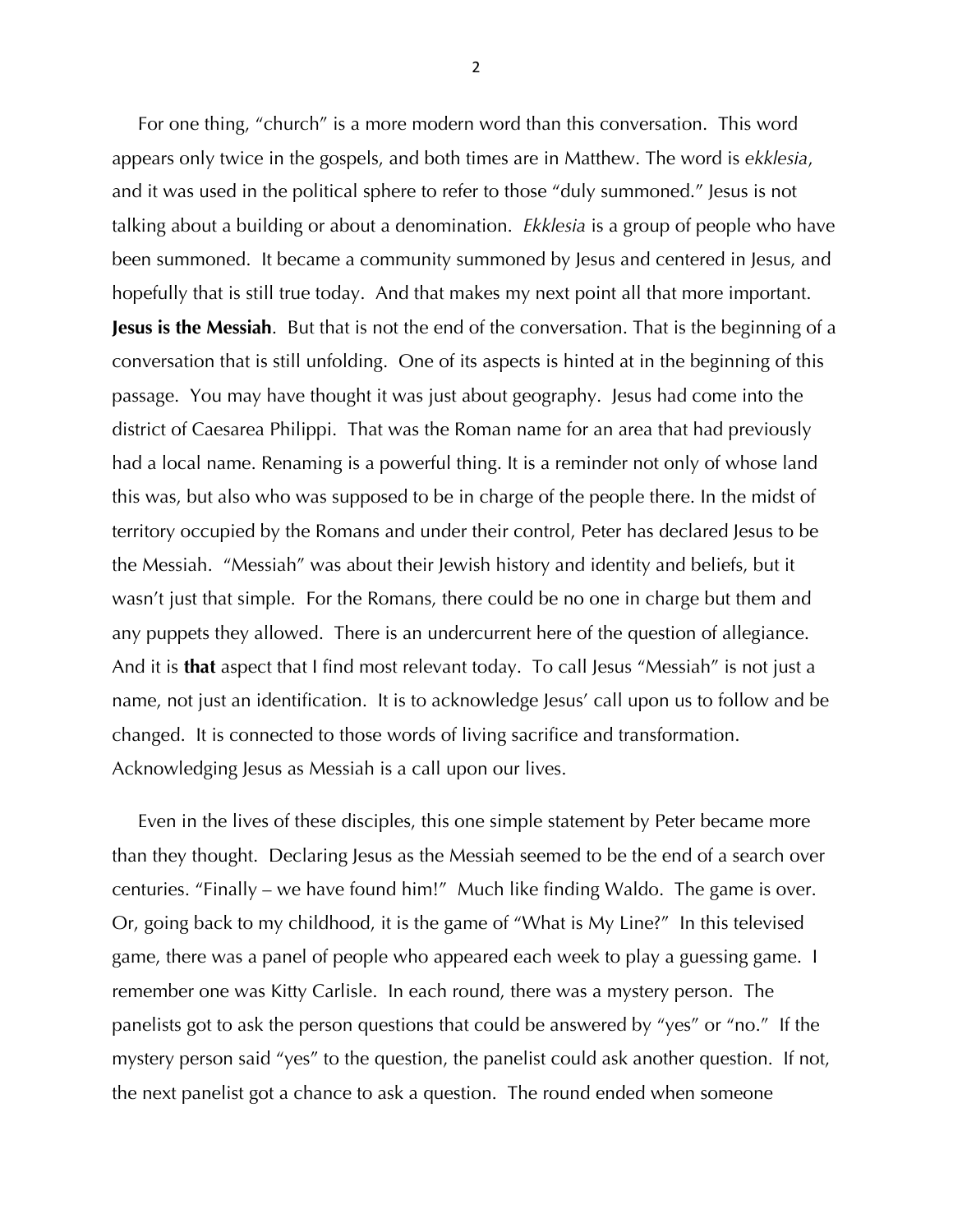For one thing, "church" is a more modern word than this conversation. This word appears only twice in the gospels, and both times are in Matthew. The word is *ekklesia*, and it was used in the political sphere to refer to those "duly summoned." Jesus is not talking about a building or about a denomination. *Ekklesia* is a group of people who have been summoned. It became a community summoned by Jesus and centered in Jesus, and hopefully that is still true today. And that makes my next point all that more important. **Jesus is the Messiah**. But that is not the end of the conversation. That is the beginning of a conversation that is still unfolding. One of its aspects is hinted at in the beginning of this passage. You may have thought it was just about geography. Jesus had come into the district of Caesarea Philippi. That was the Roman name for an area that had previously had a local name. Renaming is a powerful thing. It is a reminder not only of whose land this was, but also who was supposed to be in charge of the people there. In the midst of territory occupied by the Romans and under their control, Peter has declared Jesus to be the Messiah. "Messiah" was about their Jewish history and identity and beliefs, but it wasn't just that simple. For the Romans, there could be no one in charge but them and any puppets they allowed. There is an undercurrent here of the question of allegiance. And it is **that** aspect that I find most relevant today. To call Jesus "Messiah" is not just a name, not just an identification. It is to acknowledge Jesus' call upon us to follow and be changed. It is connected to those words of living sacrifice and transformation. Acknowledging Jesus as Messiah is a call upon our lives.

Even in the lives of these disciples, this one simple statement by Peter became more than they thought. Declaring Jesus as the Messiah seemed to be the end of a search over centuries. "Finally – we have found him!" Much like finding Waldo. The game is over. Or, going back to my childhood, it is the game of "What is My Line?" In this televised game, there was a panel of people who appeared each week to play a guessing game. I remember one was Kitty Carlisle. In each round, there was a mystery person. The panelists got to ask the person questions that could be answered by "yes" or "no." If the mystery person said "yes" to the question, the panelist could ask another question. If not, the next panelist got a chance to ask a question. The round ended when someone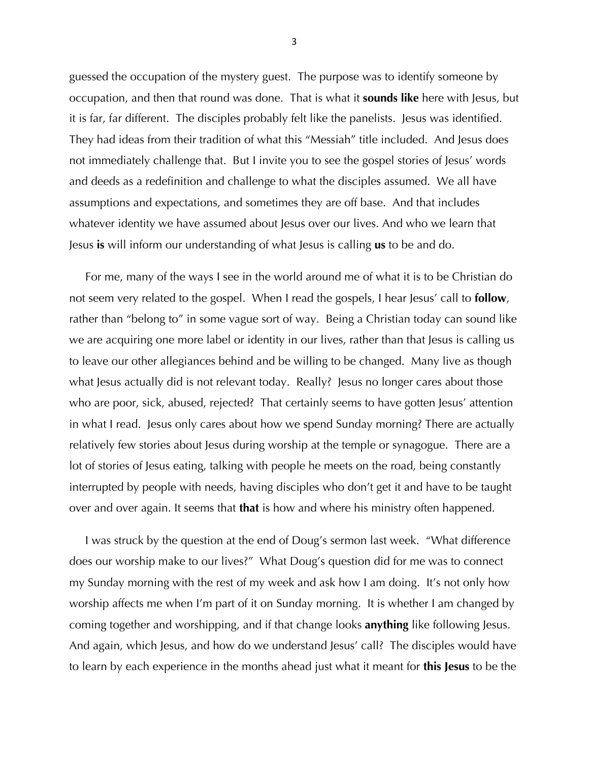guessed the occupation of the mystery guest. The purpose was to identify someone by occupation, and then that round was done. That is what it **sounds like** here with Jesus, but it is far, far different. The disciples probably felt like the panelists. Jesus was identified. They had ideas from their tradition of what this "Messiah" title included. And Jesus does not immediately challenge that. But I invite you to see the gospel stories of Jesus' words and deeds as a redefinition and challenge to what the disciples assumed. We all have assumptions and expectations, and sometimes they are off base. And that includes whatever identity we have assumed about Jesus over our lives. And who we learn that Jesus **is** will inform our understanding of what Jesus is calling **us** to be and do.

For me, many of the ways I see in the world around me of what it is to be Christian do not seem very related to the gospel. When I read the gospels, I hear Jesus' call to **follow**, rather than "belong to" in some vague sort of way. Being a Christian today can sound like we are acquiring one more label or identity in our lives, rather than that Jesus is calling us to leave our other allegiances behind and be willing to be changed. Many live as though what Jesus actually did is not relevant today. Really? Jesus no longer cares about those who are poor, sick, abused, rejected? That certainly seems to have gotten Jesus' attention in what I read. Jesus only cares about how we spend Sunday morning? There are actually relatively few stories about Jesus during worship at the temple or synagogue. There are a lot of stories of Jesus eating, talking with people he meets on the road, being constantly interrupted by people with needs, having disciples who don't get it and have to be taught over and over again. It seems that **that** is how and where his ministry often happened.

I was struck by the question at the end of Doug's sermon last week. "What difference does our worship make to our lives?" What Doug's question did for me was to connect my Sunday morning with the rest of my week and ask how I am doing. It's not only how worship affects me when I'm part of it on Sunday morning. It is whether I am changed by coming together and worshipping, and if that change looks **anything** like following Jesus. And again, which Jesus, and how do we understand Jesus' call? The disciples would have to learn by each experience in the months ahead just what it meant for **this Jesus** to be the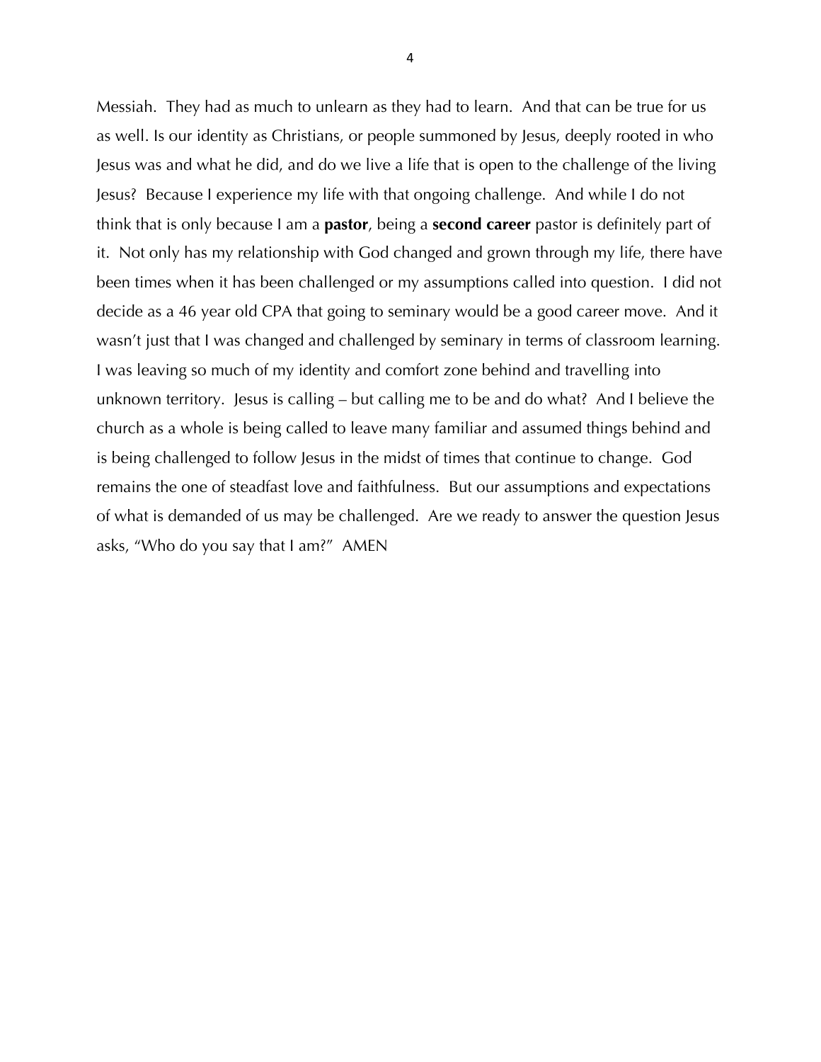Messiah. They had as much to unlearn as they had to learn. And that can be true for us as well. Is our identity as Christians, or people summoned by Jesus, deeply rooted in who Jesus was and what he did, and do we live a life that is open to the challenge of the living Jesus? Because I experience my life with that ongoing challenge. And while I do not think that is only because I am a **pastor**, being a **second career** pastor is definitely part of it. Not only has my relationship with God changed and grown through my life, there have been times when it has been challenged or my assumptions called into question. I did not decide as a 46 year old CPA that going to seminary would be a good career move. And it wasn't just that I was changed and challenged by seminary in terms of classroom learning. I was leaving so much of my identity and comfort zone behind and travelling into unknown territory. Jesus is calling – but calling me to be and do what? And I believe the church as a whole is being called to leave many familiar and assumed things behind and is being challenged to follow Jesus in the midst of times that continue to change. God remains the one of steadfast love and faithfulness. But our assumptions and expectations of what is demanded of us may be challenged. Are we ready to answer the question Jesus asks, "Who do you say that I am?" AMEN